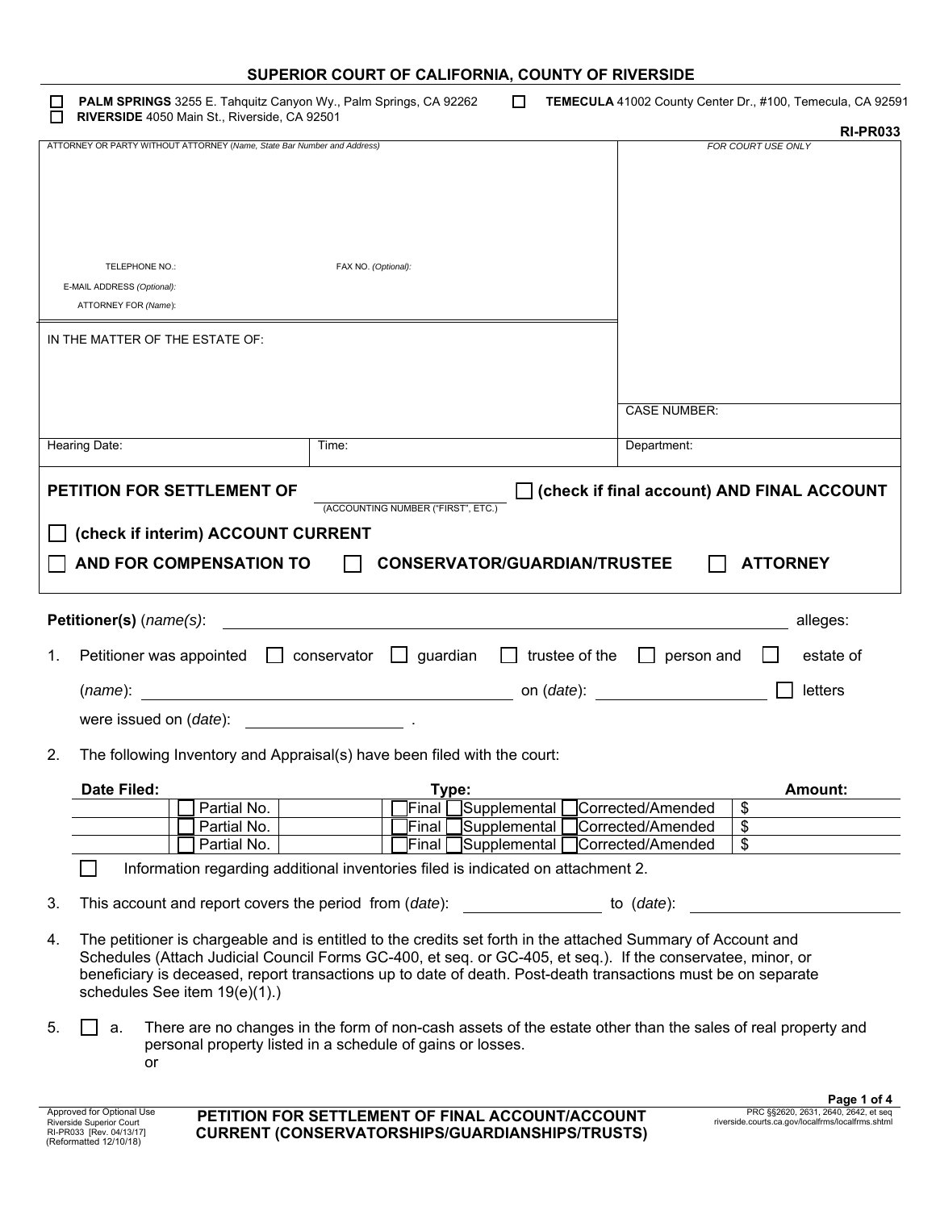## SUPERIOR COURT OF CALIFORNIA, COUNTY OF RIVERSIDE

☐ **PALM SPRINGS** 3255 E. Tahquitz Canyon Wy., Palm Springs, CA 92262
☐ **RIVERSIDE** 4050 Main St., Riverside, CA 92501
☐ **TEMECULA** 41002 County Center Dr., #100, Temecula, CA 92591

**RI-PR033**

| ATTORNEY OR PARTY WITHOUT ATTORNEY (*Name, State Bar Number and Address*) | | *FOR COURT USE ONLY* |
|---|---|---|
| TELEPHONE NO.: | FAX NO. *(Optional)*: | |
| E-MAIL ADDRESS *(Optional)*: | | |
| ATTORNEY FOR *(Name)*: | | |
| IN THE MATTER OF THE ESTATE OF: | | |
| | | CASE NUMBER: |
| Hearing Date: | Time: | Department: |

**PETITION FOR SETTLEMENT OF** ______________ (ACCOUNTING NUMBER ("FIRST", ETC.)) ☐ **(check if final account) AND FINAL ACCOUNT**

☐ **(check if interim) ACCOUNT CURRENT**

☐ **AND FOR COMPENSATION TO** ☐ **CONSERVATOR/GUARDIAN/TRUSTEE** ☐ **ATTORNEY**

**Petitioner(s)** (*name(s)*): ______________________________ alleges:

1. Petitioner was appointed ☐ conservator ☐ guardian ☐ trustee of the ☐ person and ☐ estate of (*name*): ______________________ on (*date*): ______________ ☐ letters were issued on (*date*): ______________ .

2. The following Inventory and Appraisal(s) have been filed with the court:

| Date Filed: | | Type: | Amount: |
|---|---|---|---|
| | ☐ Partial No. | ☐ Final ☐ Supplemental ☐ Corrected/Amended | $ |
| | ☐ Partial No. | ☐ Final ☐ Supplemental ☐ Corrected/Amended | $ |
| | ☐ Partial No. | ☐ Final ☐ Supplemental ☐ Corrected/Amended | $ |

☐ Information regarding additional inventories filed is indicated on attachment 2.

3. This account and report covers the period from (*date*): ______________ to (*date*): ______________

4. The petitioner is chargeable and is entitled to the credits set forth in the attached Summary of Account and Schedules (Attach Judicial Council Forms GC-400, et seq. or GC-405, et seq.). If the conservatee, minor, or beneficiary is deceased, report transactions up to date of death. Post-death transactions must be on separate schedules See item 19(e)(1).)

5. ☐ a. There are no changes in the form of non-cash assets of the estate other than the sales of real property and personal property listed in a schedule of gains or losses.
   or

Approved for Optional Use
Riverside Superior Court
RI-PR033 [Rev. 04/13/17]
(Reformatted 12/10/18)

**PETITION FOR SETTLEMENT OF FINAL ACCOUNT/ACCOUNT CURRENT (CONSERVATORSHIPS/GUARDIANSHIPS/TRUSTS)**

PRC §§2620, 2631, 2640, 2642, et seq
riverside.courts.ca.gov/localfrms/localfrms.shtml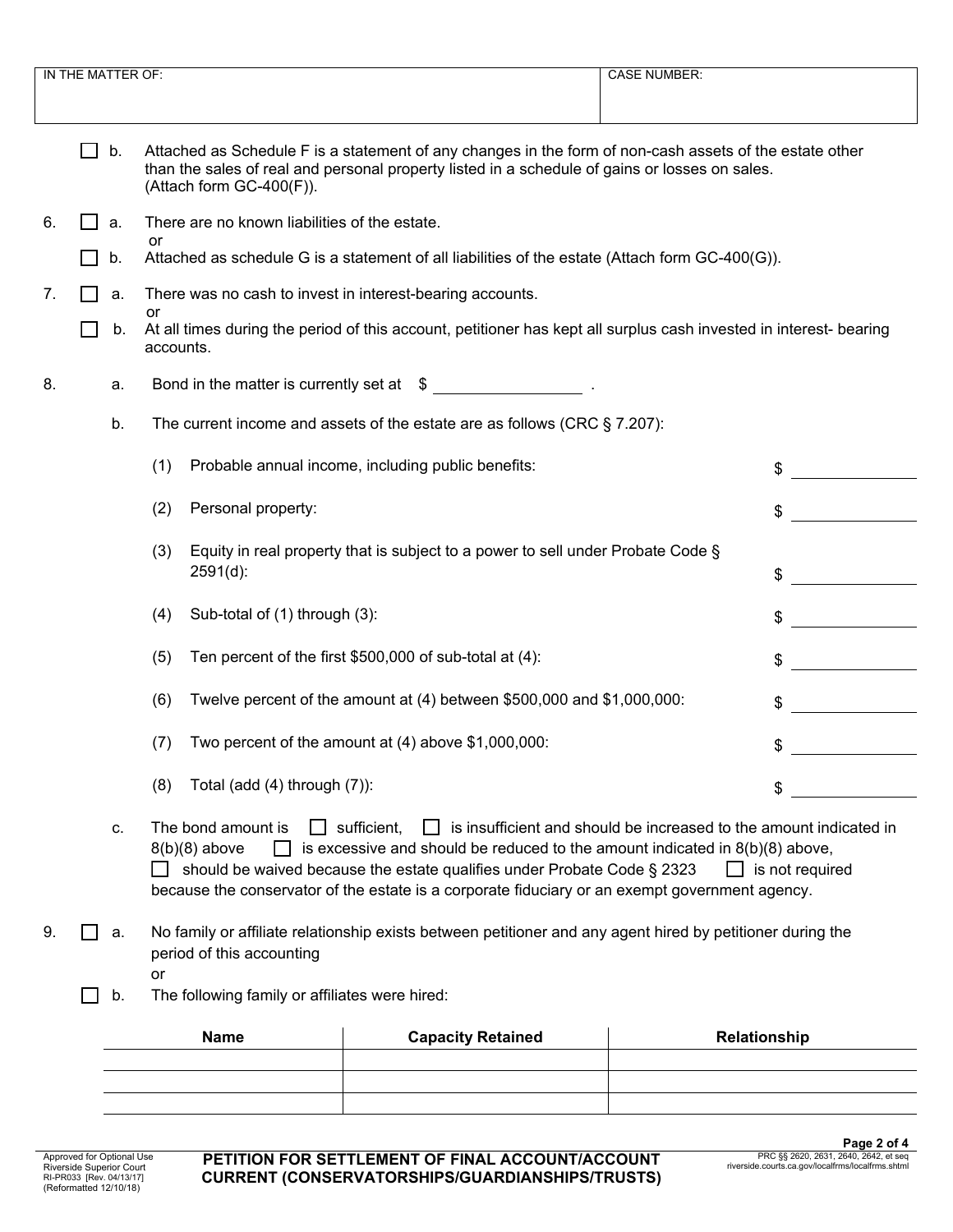| IN THE MATTER OF: | CASE NUMBER: |
|---|---|
| | |

☐ b. Attached as Schedule F is a statement of any changes in the form of non-cash assets of the estate other than the sales of real and personal property listed in a schedule of gains or losses on sales. (Attach form GC-400(F)).

6. ☐ a. There are no known liabilities of the estate.
   or
   ☐ b. Attached as schedule G is a statement of all liabilities of the estate (Attach form GC-400(G)).

7. ☐ a. There was no cash to invest in interest-bearing accounts.
   or
   ☐ b. At all times during the period of this account, petitioner has kept all surplus cash invested in interest- bearing accounts.

8. a. Bond in the matter is currently set at $ __________ .

   b. The current income and assets of the estate are as follows (CRC § 7.207):

   (1) Probable annual income, including public benefits: $ __________

   (2) Personal property: $ __________

   (3) Equity in real property that is subject to a power to sell under Probate Code § 2591(d): $ __________

   (4) Sub-total of (1) through (3): $ __________

   (5) Ten percent of the first $500,000 of sub-total at (4): $ __________

   (6) Twelve percent of the amount at (4) between $500,000 and $1,000,000: $ __________

   (7) Two percent of the amount at (4) above $1,000,000: $ __________

   (8) Total (add (4) through (7)): $ __________

   c. The bond amount is ☐ sufficient, ☐ is insufficient and should be increased to the amount indicated in 8(b)(8) above ☐ is excessive and should be reduced to the amount indicated in 8(b)(8) above, ☐ should be waived because the estate qualifies under Probate Code § 2323 ☐ is not required because the conservator of the estate is a corporate fiduciary or an exempt government agency.

9. ☐ a. No family or affiliate relationship exists between petitioner and any agent hired by petitioner during the period of this accounting
   or
   ☐ b. The following family or affiliates were hired:

| Name | Capacity Retained | Relationship |
|---|---|---|
| | | |
| | | |
| | | |

Approved for Optional Use
Riverside Superior Court
RI-PR033 [Rev. 04/13/17]
(Reformatted 12/10/18)

**PETITION FOR SETTLEMENT OF FINAL ACCOUNT/ACCOUNT CURRENT (CONSERVATORSHIPS/GUARDIANSHIPS/TRUSTS)**

PRC §§ 2620, 2631, 2640, 2642, et seq
riverside.courts.ca.gov/localfrms/localfrms.shtml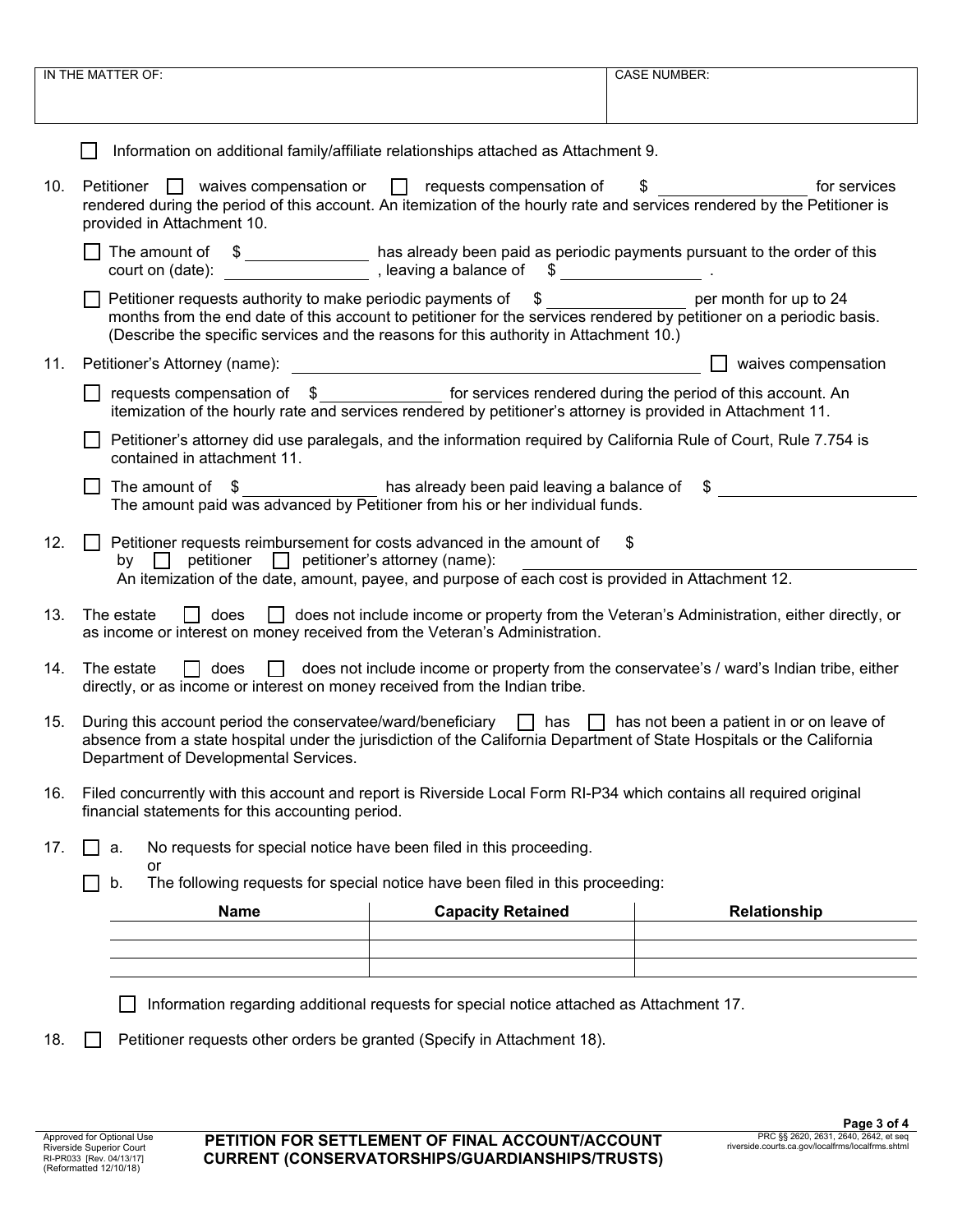| IN THE MATTER OF: | CASE NUMBER: |
|---|---|
| | |

☐ Information on additional family/affiliate relationships attached as Attachment 9.

10. Petitioner ☐ waives compensation or ☐ requests compensation of $ ________________ for services rendered during the period of this account. An itemization of the hourly rate and services rendered by the Petitioner is provided in Attachment 10.

    ☐ The amount of $ ______________ has already been paid as periodic payments pursuant to the order of this court on (date): ________________ , leaving a balance of $ ________________ .

    ☐ Petitioner requests authority to make periodic payments of $ ________________ per month for up to 24 months from the end date of this account to petitioner for the services rendered by petitioner on a periodic basis. (Describe the specific services and the reasons for this authority in Attachment 10.)

11. Petitioner's Attorney (name): ________________________________________ ☐ waives compensation

    ☐ requests compensation of $ ______________ for services rendered during the period of this account. An itemization of the hourly rate and services rendered by petitioner's attorney is provided in Attachment 11.

    ☐ Petitioner's attorney did use paralegals, and the information required by California Rule of Court, Rule 7.754 is contained in attachment 11.

    ☐ The amount of $ ______________ has already been paid leaving a balance of $ ________________
    The amount paid was advanced by Petitioner from his or her individual funds.

12. ☐ Petitioner requests reimbursement for costs advanced in the amount of $
    by ☐ petitioner ☐ petitioner's attorney (name): ________________________________
    An itemization of the date, amount, payee, and purpose of each cost is provided in Attachment 12.

13. The estate ☐ does ☐ does not include income or property from the Veteran's Administration, either directly, or as income or interest on money received from the Veteran's Administration.

14. The estate ☐ does ☐ does not include income or property from the conservatee's / ward's Indian tribe, either directly, or as income or interest on money received from the Indian tribe.

15. During this account period the conservatee/ward/beneficiary ☐ has ☐ has not been a patient in or on leave of absence from a state hospital under the jurisdiction of the California Department of State Hospitals or the California Department of Developmental Services.

16. Filed concurrently with this account and report is Riverside Local Form RI-P34 which contains all required original financial statements for this accounting period.

17. ☐ a. No requests for special notice have been filed in this proceeding.
    or
    ☐ b. The following requests for special notice have been filed in this proceeding:

| Name | Capacity Retained | Relationship |
|---|---|---|
| | | |
| | | |
| | | |

☐ Information regarding additional requests for special notice attached as Attachment 17.

18. ☐ Petitioner requests other orders be granted (Specify in Attachment 18).

Approved for Optional Use
Riverside Superior Court
RI-PR033 [Rev. 04/13/17]
(Reformatted 12/10/18)

**PETITION FOR SETTLEMENT OF FINAL ACCOUNT/ACCOUNT CURRENT (CONSERVATORSHIPS/GUARDIANSHIPS/TRUSTS)**

PRC §§ 2620, 2631, 2640, 2642, et seq
riverside.courts.ca.gov/localfrms/localfrms.shtml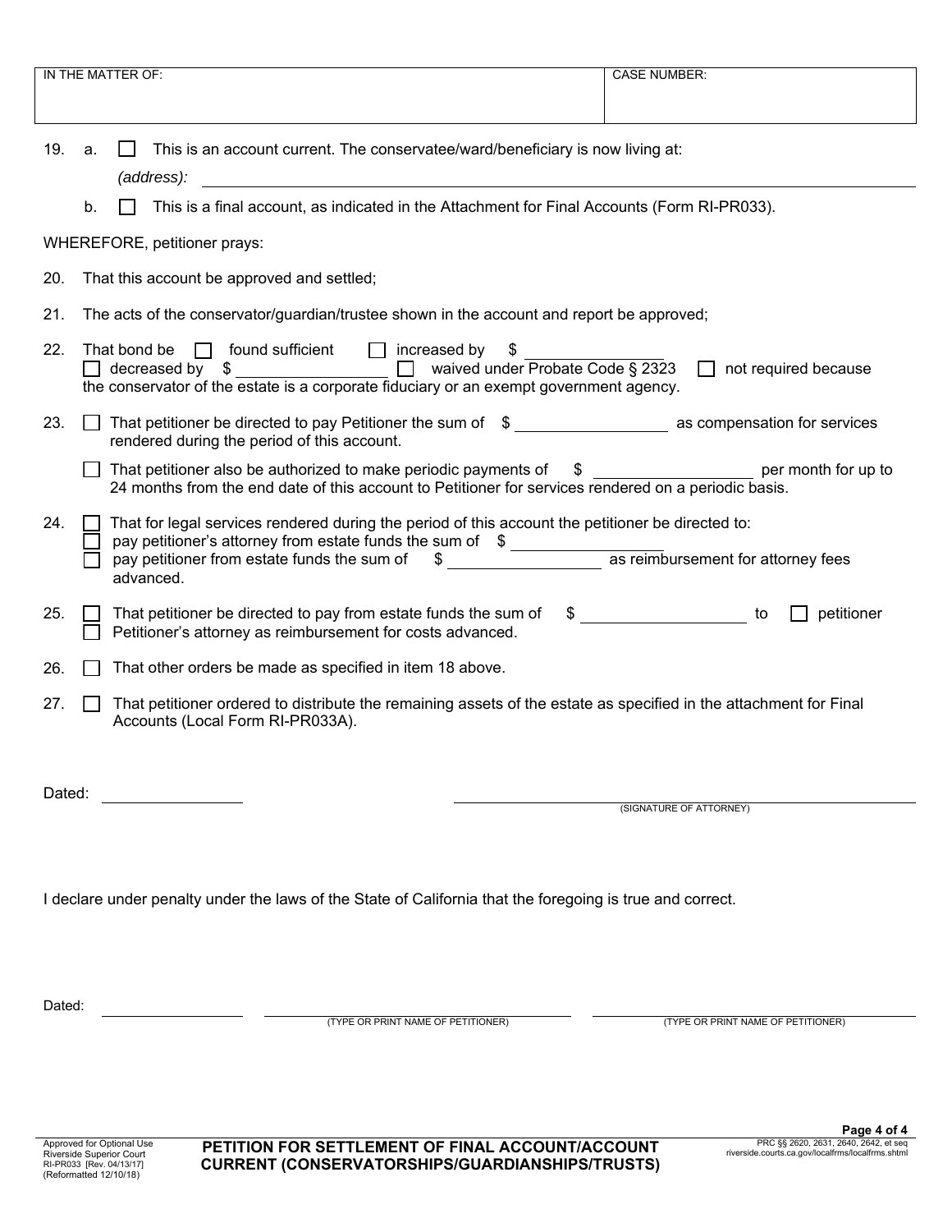| IN THE MATTER OF: | CASE NUMBER: |
|---|---|
| | |

19. a. ☐ This is an account current. The conservatee/ward/beneficiary is now living at:

    *(address):* \_\_\_\_\_\_\_\_\_\_\_\_\_\_\_\_\_\_\_\_\_\_\_\_\_\_\_\_\_\_\_\_\_\_\_\_\_\_\_\_

    b. ☐ This is a final account, as indicated in the Attachment for Final Accounts (Form RI-PR033).

WHEREFORE, petitioner prays:

20. That this account be approved and settled;

21. The acts of the conservator/guardian/trustee shown in the account and report be approved;

22. That bond be ☐ found sufficient ☐ increased by $ \_\_\_\_\_\_\_\_\_\_\_\_ ☐ decreased by $ \_\_\_\_\_\_\_\_\_\_\_\_ ☐ waived under Probate Code § 2323 ☐ not required because the conservator of the estate is a corporate fiduciary or an exempt government agency.

23. ☐ That petitioner be directed to pay Petitioner the sum of $ \_\_\_\_\_\_\_\_\_\_\_\_ as compensation for services rendered during the period of this account.

    ☐ That petitioner also be authorized to make periodic payments of $ \_\_\_\_\_\_\_\_\_\_\_\_ per month for up to 24 months from the end date of this account to Petitioner for services rendered on a periodic basis.

24. ☐ That for legal services rendered during the period of this account the petitioner be directed to:
    ☐ pay petitioner's attorney from estate funds the sum of $ \_\_\_\_\_\_\_\_\_\_\_\_
    ☐ pay petitioner from estate funds the sum of $ \_\_\_\_\_\_\_\_\_\_\_\_ as reimbursement for attorney fees advanced.

25. ☐ That petitioner be directed to pay from estate funds the sum of $ \_\_\_\_\_\_\_\_\_\_\_\_ to ☐ petitioner ☐ Petitioner's attorney as reimbursement for costs advanced.

26. ☐ That other orders be made as specified in item 18 above.

27. ☐ That petitioner ordered to distribute the remaining assets of the estate as specified in the attachment for Final Accounts (Local Form RI-PR033A).

Dated: \_\_\_\_\_\_\_\_\_\_\_\_ \_\_\_\_\_\_\_\_\_\_\_\_\_\_\_\_\_\_\_\_\_\_\_\_
(SIGNATURE OF ATTORNEY)

I declare under penalty under the laws of the State of California that the foregoing is true and correct.

Dated: \_\_\_\_\_\_\_\_\_\_\_\_ \_\_\_\_\_\_\_\_\_\_\_\_\_\_\_\_\_\_\_\_\_\_\_\_ \_\_\_\_\_\_\_\_\_\_\_\_\_\_\_\_\_\_\_\_\_\_\_\_
(TYPE OR PRINT NAME OF PETITIONER) (TYPE OR PRINT NAME OF PETITIONER)

Approved for Optional Use
Riverside Superior Court
RI-PR033 [Rev. 04/13/17]
(Reformatted 12/10/18)

**PETITION FOR SETTLEMENT OF FINAL ACCOUNT/ACCOUNT CURRENT (CONSERVATORSHIPS/GUARDIANSHIPS/TRUSTS)**

PRC §§ 2620, 2631, 2640, 2642, et seq
riverside.courts.ca.gov/localfrms/localfrms.shtml